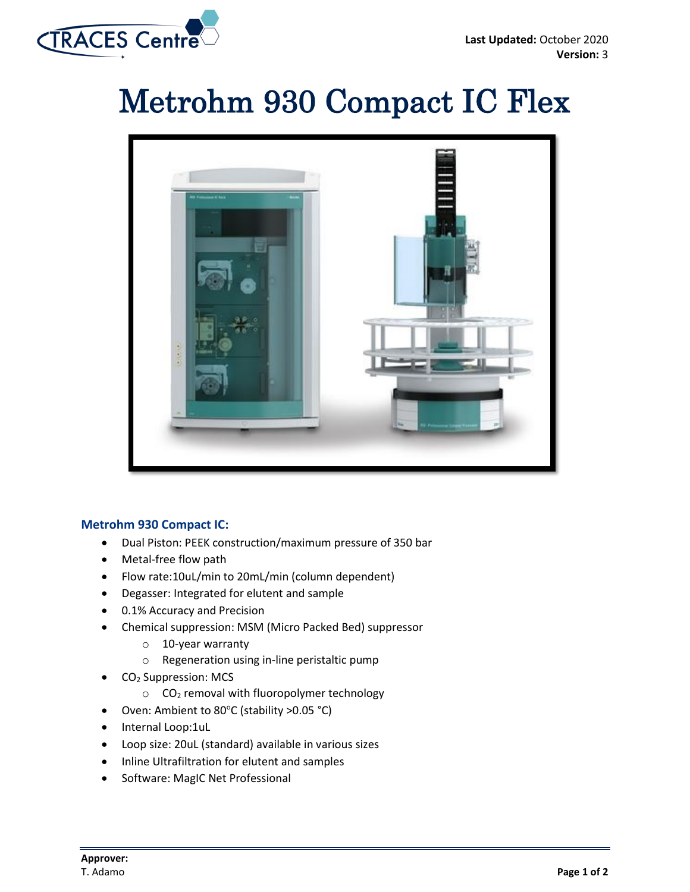Last Updated: October 2020
Version: 3

# Metrohm 930 Compact IC Flex

### Metrohm 930 Compact IC:

- Dual Piston: PEEK construction/maximum pressure of 350 bar
- Metal-free flow path
- Flow rate:10uL/min to 20mL/min (column dependent)
- Degasser: Integrated for elutent and sample
- 0.1% Accuracy and Precision
- Chemical suppression: MSM (Micro Packed Bed) suppressor
  - 10-year warranty
  - Regeneration using in-line peristaltic pump
- $CO_2$ Suppression: MCS
  - $CO_2$ removal with fluoropolymer technology
- Oven: Ambient to 80°C (stability >0.05 °C)
- Internal Loop:1uL
- Loop size: 20uL (standard) available in various sizes
- Inline Ultrafiltration for elutent and samples
- Software: MagIC Net Professional

**Approver:**
T. Adamo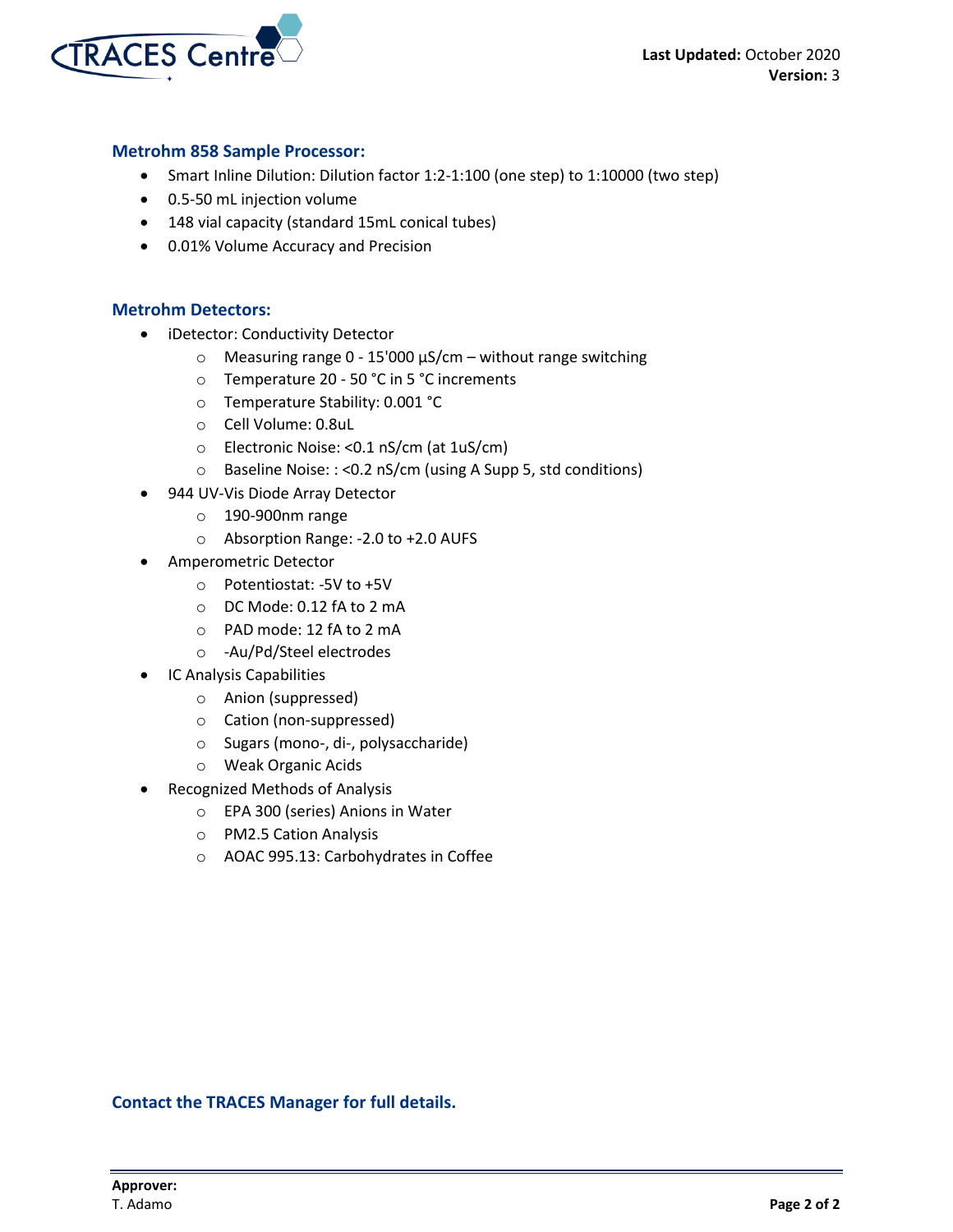### Metrohm 858 Sample Processor:

- Smart Inline Dilution: Dilution factor 1:2-1:100 (one step) to 1:10000 (two step)
- 0.5-50 mL injection volume
- 148 vial capacity (standard 15mL conical tubes)
- 0.01% Volume Accuracy and Precision

### Metrohm Detectors:

- iDetector: Conductivity Detector
  - Measuring range 0 - 15'000 µS/cm – without range switching
  - Temperature 20 - 50 °C in 5 °C increments
  - Temperature Stability: 0.001 °C
  - Cell Volume: 0.8uL
  - Electronic Noise: <0.1 nS/cm (at 1uS/cm)
  - Baseline Noise: : <0.2 nS/cm (using A Supp 5, std conditions)
- 944 UV-Vis Diode Array Detector
  - 190-900nm range
  - Absorption Range: -2.0 to +2.0 AUFS
- Amperometric Detector
  - Potentiostat: -5V to +5V
  - DC Mode: 0.12 fA to 2 mA
  - PAD mode: 12 fA to 2 mA
  - -Au/Pd/Steel electrodes
- IC Analysis Capabilities
  - Anion (suppressed)
  - Cation (non-suppressed)
  - Sugars (mono-, di-, polysaccharide)
  - Weak Organic Acids
- Recognized Methods of Analysis
  - EPA 300 (series) Anions in Water
  - PM2.5 Cation Analysis
  - AOAC 995.13: Carbohydrates in Coffee

### Contact the TRACES Manager for full details.

**Approver:**
T. Adamo